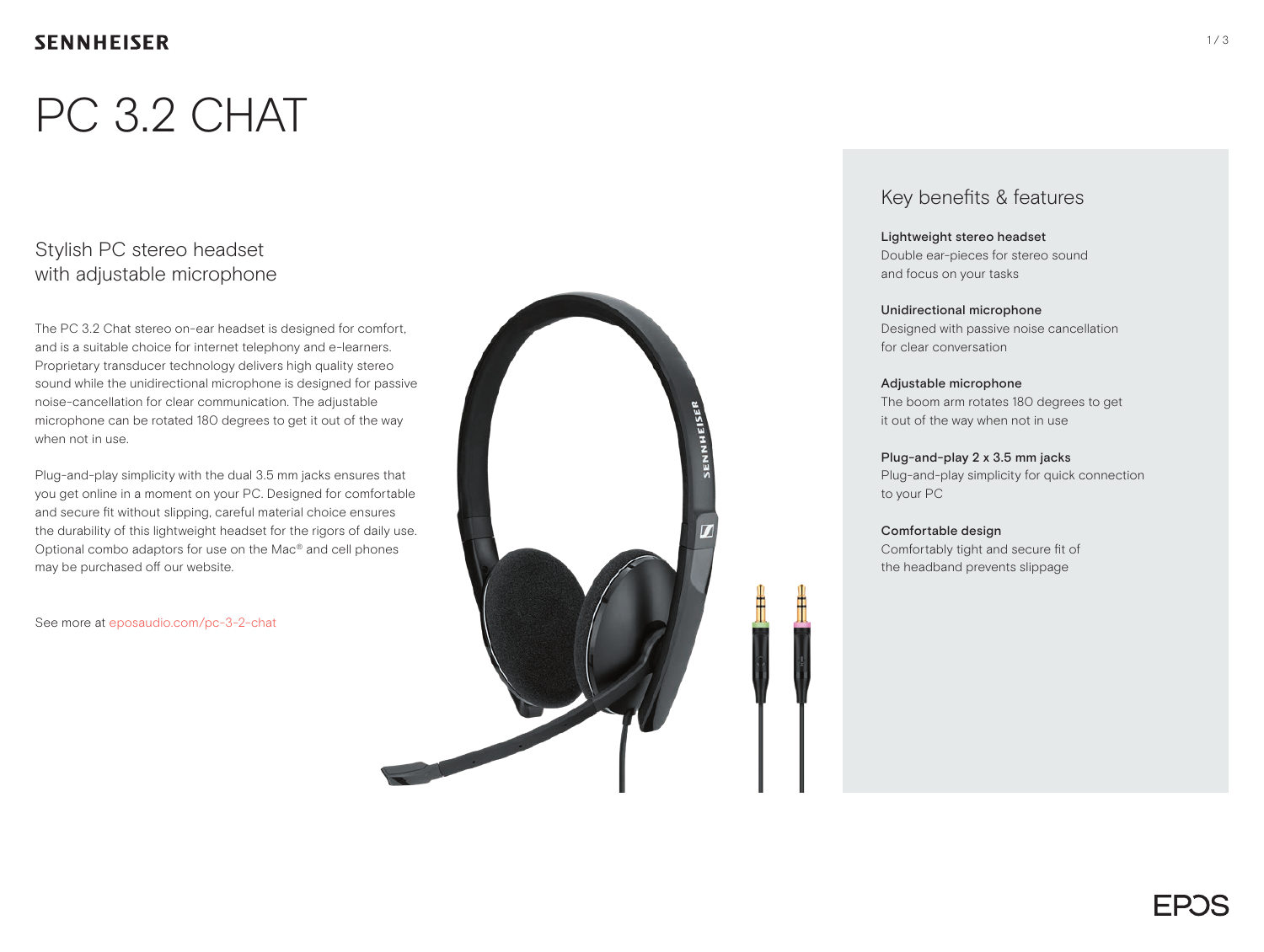SENNHEISER

# PC 3.2 CHAT

## Stylish PC stereo headset with adjustable microphone

The PC 3.2 Chat stereo on-ear headset is designed for comfort, and is a suitable choice for internet telephony and e-learners. Proprietary transducer technology delivers high quality stereo sound while the unidirectional microphone is designed for passive noise-cancellation for clear communication. The adjustable microphone can be rotated 180 degrees to get it out of the way when not in use.

Plug-and-play simplicity with the dual 3.5 mm jacks ensures that you get online in a moment on your PC. Designed for comfortable and secure fit without slipping, careful material choice ensures the durability of this lightweight headset for the rigors of daily use. Optional combo adaptors for use on the Mac® and cell phones may be purchased off our website.

See more at eposaudio.com/pc-3-2-chat

## Key benefits & features

**Lightweight stereo headset**
Double ear-pieces for stereo sound and focus on your tasks

**Unidirectional microphone**
Designed with passive noise cancellation for clear conversation

**Adjustable microphone**
The boom arm rotates 180 degrees to get it out of the way when not in use

**Plug-and-play 2 x 3.5 mm jacks**
Plug-and-play simplicity for quick connection to your PC

**Comfortable design**
Comfortably tight and secure fit of the headband prevents slippage

EPOS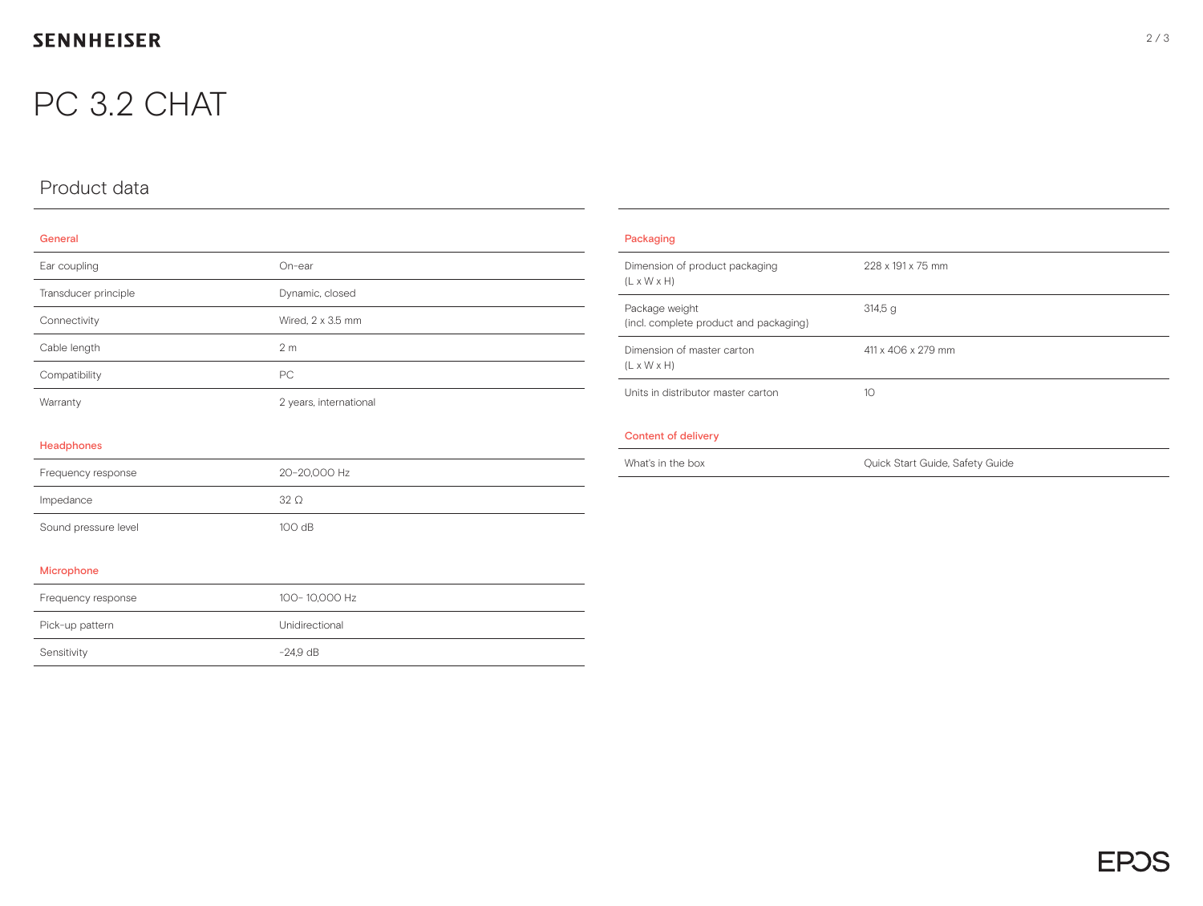# PC 3.2 CHAT

## Product data

### General

| | |
|---|---|
| Ear coupling | On-ear |
| Transducer principle | Dynamic, closed |
| Connectivity | Wired, 2 x 3.5 mm |
| Cable length | 2 m |
| Compatibility | PC |
| Warranty | 2 years, international |

### Headphones

| | |
|---|---|
| Frequency response | 20–20,000 Hz |
| Impedance | 32 Ω |
| Sound pressure level | 100 dB |

### Microphone

| | |
|---|---|
| Frequency response | 100– 10,000 Hz |
| Pick-up pattern | Unidirectional |
| Sensitivity | -24,9 dB |

### Packaging

| | |
|---|---|
| Dimension of product packaging (L x W x H) | 228 x 191 x 75 mm |
| Package weight (incl. complete product and packaging) | 314,5 g |
| Dimension of master carton (L x W x H) | 411 x 406 x 279 mm |
| Units in distributor master carton | 10 |

### Content of delivery

| | |
|---|---|
| What's in the box | Quick Start Guide, Safety Guide |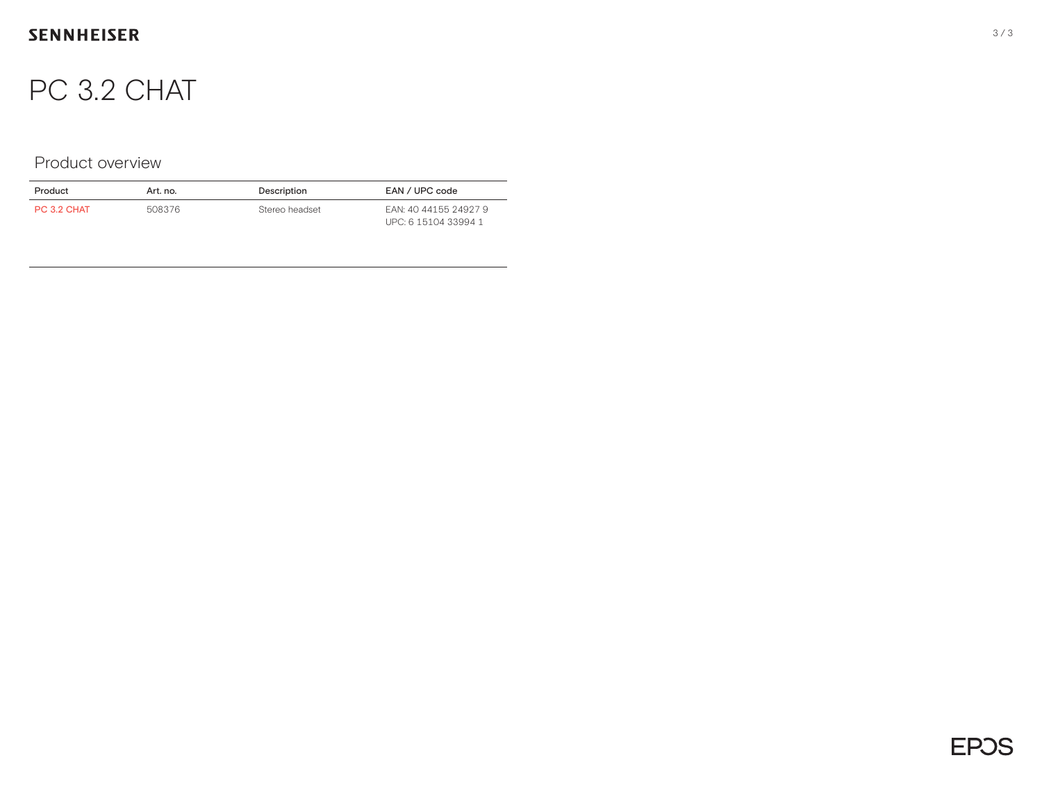# PC 3.2 CHAT

## Product overview

| Product | Art. no. | Description | EAN / UPC code |
|---|---|---|---|
| PC 3.2 CHAT | 508376 | Stereo headset | EAN: 40 44155 24927 9<br>UPC: 6 15104 33994 1 |